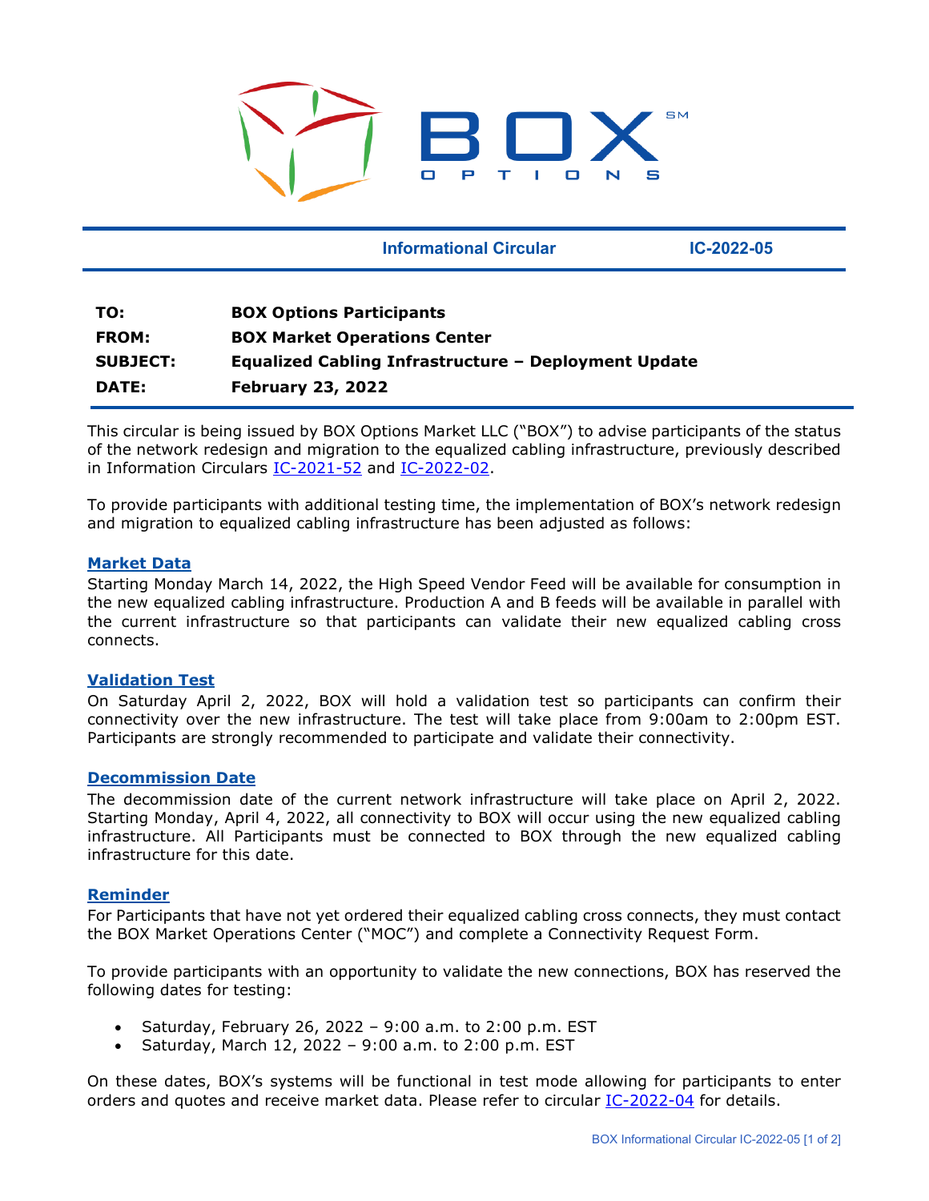**Informational Circular** **IC-2022-05**

| | |
|---|---|
| **TO:** | **BOX Options Participants** |
| **FROM:** | **BOX Market Operations Center** |
| **SUBJECT:** | **Equalized Cabling Infrastructure – Deployment Update** |
| **DATE:** | **February 23, 2022** |

This circular is being issued by BOX Options Market LLC ("BOX") to advise participants of the status of the network redesign and migration to the equalized cabling infrastructure, previously described in Information Circulars IC-2021-52 and IC-2022-02.

To provide participants with additional testing time, the implementation of BOX's network redesign and migration to equalized cabling infrastructure has been adjusted as follows:

## Market Data

Starting Monday March 14, 2022, the High Speed Vendor Feed will be available for consumption in the new equalized cabling infrastructure. Production A and B feeds will be available in parallel with the current infrastructure so that participants can validate their new equalized cabling cross connects.

## Validation Test

On Saturday April 2, 2022, BOX will hold a validation test so participants can confirm their connectivity over the new infrastructure. The test will take place from 9:00am to 2:00pm EST. Participants are strongly recommended to participate and validate their connectivity.

## Decommission Date

The decommission date of the current network infrastructure will take place on April 2, 2022. Starting Monday, April 4, 2022, all connectivity to BOX will occur using the new equalized cabling infrastructure. All Participants must be connected to BOX through the new equalized cabling infrastructure for this date.

## Reminder

For Participants that have not yet ordered their equalized cabling cross connects, they must contact the BOX Market Operations Center ("MOC") and complete a Connectivity Request Form.

To provide participants with an opportunity to validate the new connections, BOX has reserved the following dates for testing:

- Saturday, February 26, 2022 – 9:00 a.m. to 2:00 p.m. EST
- Saturday, March 12, 2022 – 9:00 a.m. to 2:00 p.m. EST

On these dates, BOX's systems will be functional in test mode allowing for participants to enter orders and quotes and receive market data. Please refer to circular IC-2022-04 for details.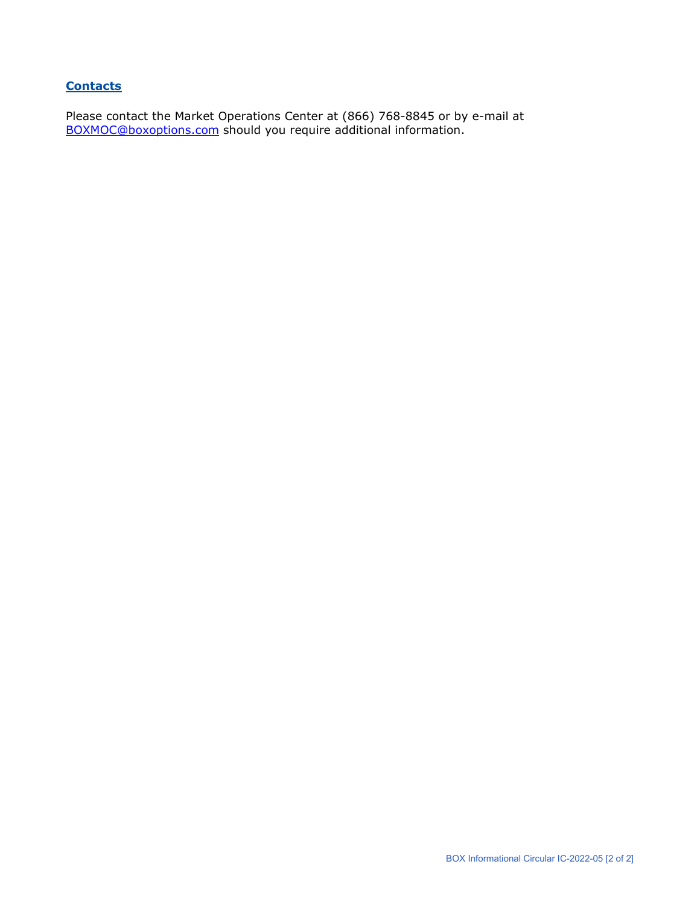## Contacts

Please contact the Market Operations Center at (866) 768-8845 or by e-mail at BOXMOC@boxoptions.com should you require additional information.